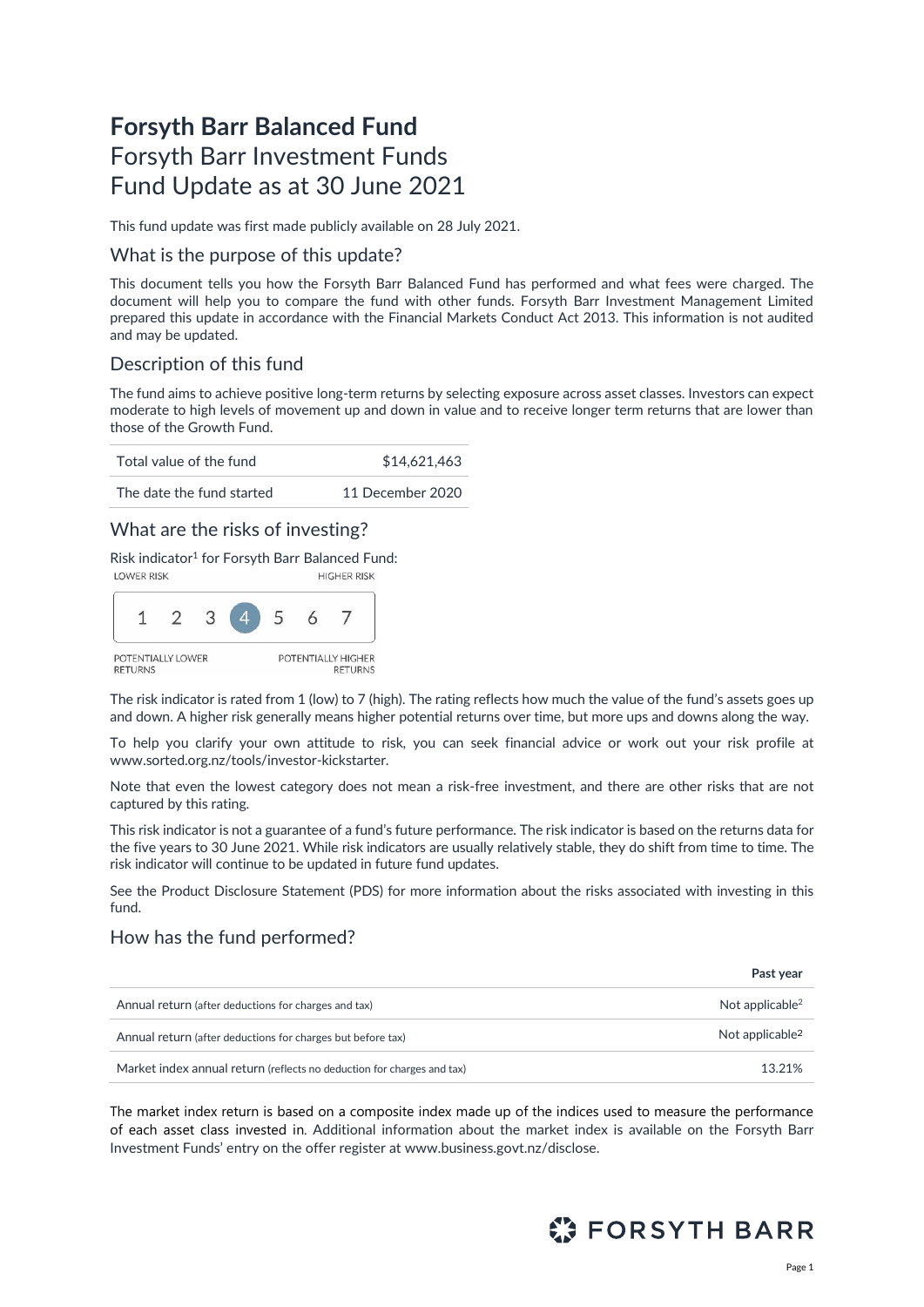# Forsyth Barr Balanced Fund

Forsyth Barr Investment Funds

Fund Update as at 30 June 2021

This fund update was first made publicly available on 28 July 2021.

## What is the purpose of this update?

This document tells you how the Forsyth Barr Balanced Fund has performed and what fees were charged. The document will help you to compare the fund with other funds. Forsyth Barr Investment Management Limited prepared this update in accordance with the Financial Markets Conduct Act 2013. This information is not audited and may be updated.

## Description of this fund

The fund aims to achieve positive long-term returns by selecting exposure across asset classes. Investors can expect moderate to high levels of movement up and down in value and to receive longer term returns that are lower than those of the Growth Fund.

| | |
|---|---|
| Total value of the fund | $14,621,463 |
| The date the fund started | 11 December 2020 |

## What are the risks of investing?

Risk indicator[1] for Forsyth Barr Balanced Fund:

LOWER RISK — HIGHER RISK

1 2 3 **4** 5 6 7

POTENTIALLY LOWER RETURNS — POTENTIALLY HIGHER RETURNS

The risk indicator is rated from 1 (low) to 7 (high). The rating reflects how much the value of the fund's assets goes up and down. A higher risk generally means higher potential returns over time, but more ups and downs along the way.

To help you clarify your own attitude to risk, you can seek financial advice or work out your risk profile at www.sorted.org.nz/tools/investor-kickstarter.

Note that even the lowest category does not mean a risk-free investment, and there are other risks that are not captured by this rating.

This risk indicator is not a guarantee of a fund's future performance. The risk indicator is based on the returns data for the five years to 30 June 2021. While risk indicators are usually relatively stable, they do shift from time to time. The risk indicator will continue to be updated in future fund updates.

See the Product Disclosure Statement (PDS) for more information about the risks associated with investing in this fund.

## How has the fund performed?

| | Past year |
|---|---|
| Annual return (after deductions for charges and tax) | Not applicable[2] |
| Annual return (after deductions for charges but before tax) | Not applicable[2] |
| Market index annual return (reflects no deduction for charges and tax) | 13.21% |

The market index return is based on a composite index made up of the indices used to measure the performance of each asset class invested in. Additional information about the market index is available on the Forsyth Barr Investment Funds' entry on the offer register at www.business.govt.nz/disclose.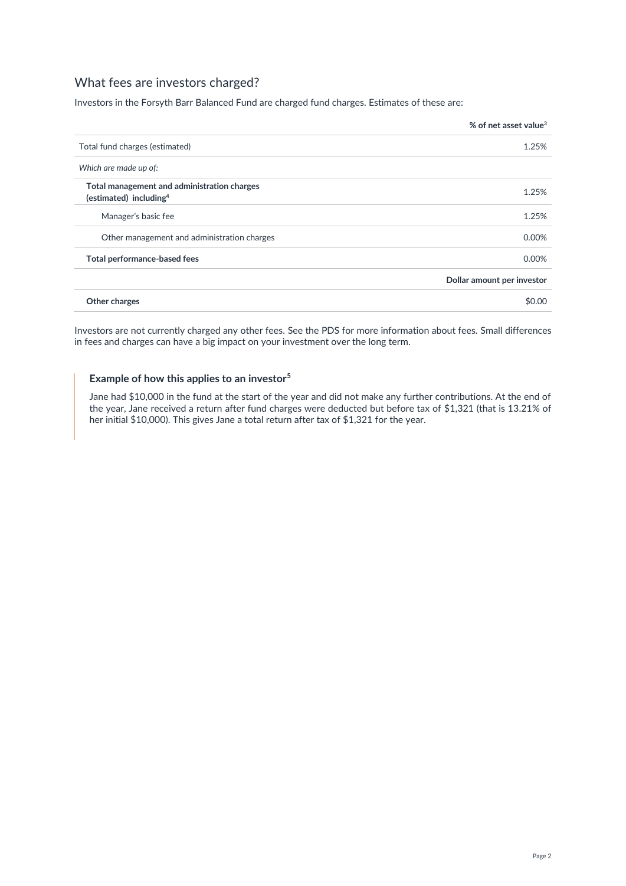## What fees are investors charged?

Investors in the Forsyth Barr Balanced Fund are charged fund charges. Estimates of these are:

| | **% of net asset value**[3] |
|---|---|
| Total fund charges (estimated) | 1.25% |
| *Which are made up of:* | |
| **Total management and administration charges (estimated) including**[4] | 1.25% |
| Manager's basic fee | 1.25% |
| Other management and administration charges | 0.00% |
| **Total performance-based fees** | 0.00% |
| | **Dollar amount per investor** |
| **Other charges** | $0.00 |

Investors are not currently charged any other fees. See the PDS for more information about fees. Small differences in fees and charges can have a big impact on your investment over the long term.

### Example of how this applies to an investor[5]

Jane had $10,000 in the fund at the start of the year and did not make any further contributions. At the end of the year, Jane received a return after fund charges were deducted but before tax of $1,321 (that is 13.21% of her initial $10,000). This gives Jane a total return after tax of $1,321 for the year.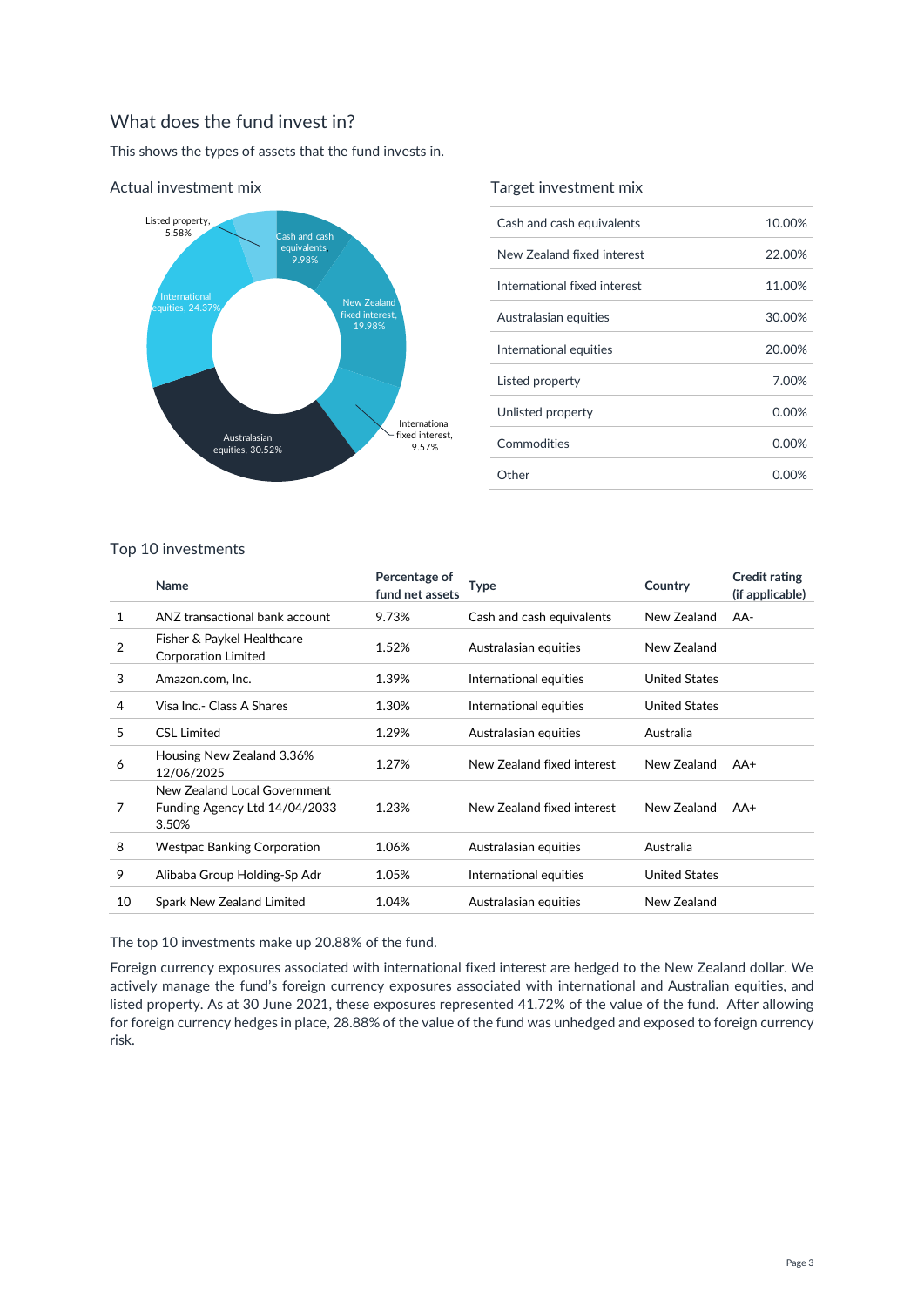## What does the fund invest in?

This shows the types of assets that the fund invests in.

### Actual investment mix

Listed property, 5.58%

Cash and cash equivalents 9.98%

New Zealand fixed interest, 19.98%

International fixed interest, 9.57%

Australasian equities, 30.52%

International equities, 24.37%

### Target investment mix

| | |
|---|---|
| Cash and cash equivalents | 10.00% |
| New Zealand fixed interest | 22.00% |
| International fixed interest | 11.00% |
| Australasian equities | 30.00% |
| International equities | 20.00% |
| Listed property | 7.00% |
| Unlisted property | 0.00% |
| Commodities | 0.00% |
| Other | 0.00% |

### Top 10 investments

| | Name | Percentage of fund net assets | Type | Country | Credit rating (if applicable) |
|---|---|---|---|---|---|
| 1 | ANZ transactional bank account | 9.73% | Cash and cash equivalents | New Zealand | AA- |
| 2 | Fisher & Paykel Healthcare Corporation Limited | 1.52% | Australasian equities | New Zealand | |
| 3 | Amazon.com, Inc. | 1.39% | International equities | United States | |
| 4 | Visa Inc.- Class A Shares | 1.30% | International equities | United States | |
| 5 | CSL Limited | 1.29% | Australasian equities | Australia | |
| 6 | Housing New Zealand 3.36% 12/06/2025 | 1.27% | New Zealand fixed interest | New Zealand | AA+ |
| 7 | New Zealand Local Government Funding Agency Ltd 14/04/2033 3.50% | 1.23% | New Zealand fixed interest | New Zealand | AA+ |
| 8 | Westpac Banking Corporation | 1.06% | Australasian equities | Australia | |
| 9 | Alibaba Group Holding-Sp Adr | 1.05% | International equities | United States | |
| 10 | Spark New Zealand Limited | 1.04% | Australasian equities | New Zealand | |

The top 10 investments make up 20.88% of the fund.

Foreign currency exposures associated with international fixed interest are hedged to the New Zealand dollar. We actively manage the fund's foreign currency exposures associated with international and Australian equities, and listed property. As at 30 June 2021, these exposures represented 41.72% of the value of the fund. After allowing for foreign currency hedges in place, 28.88% of the value of the fund was unhedged and exposed to foreign currency risk.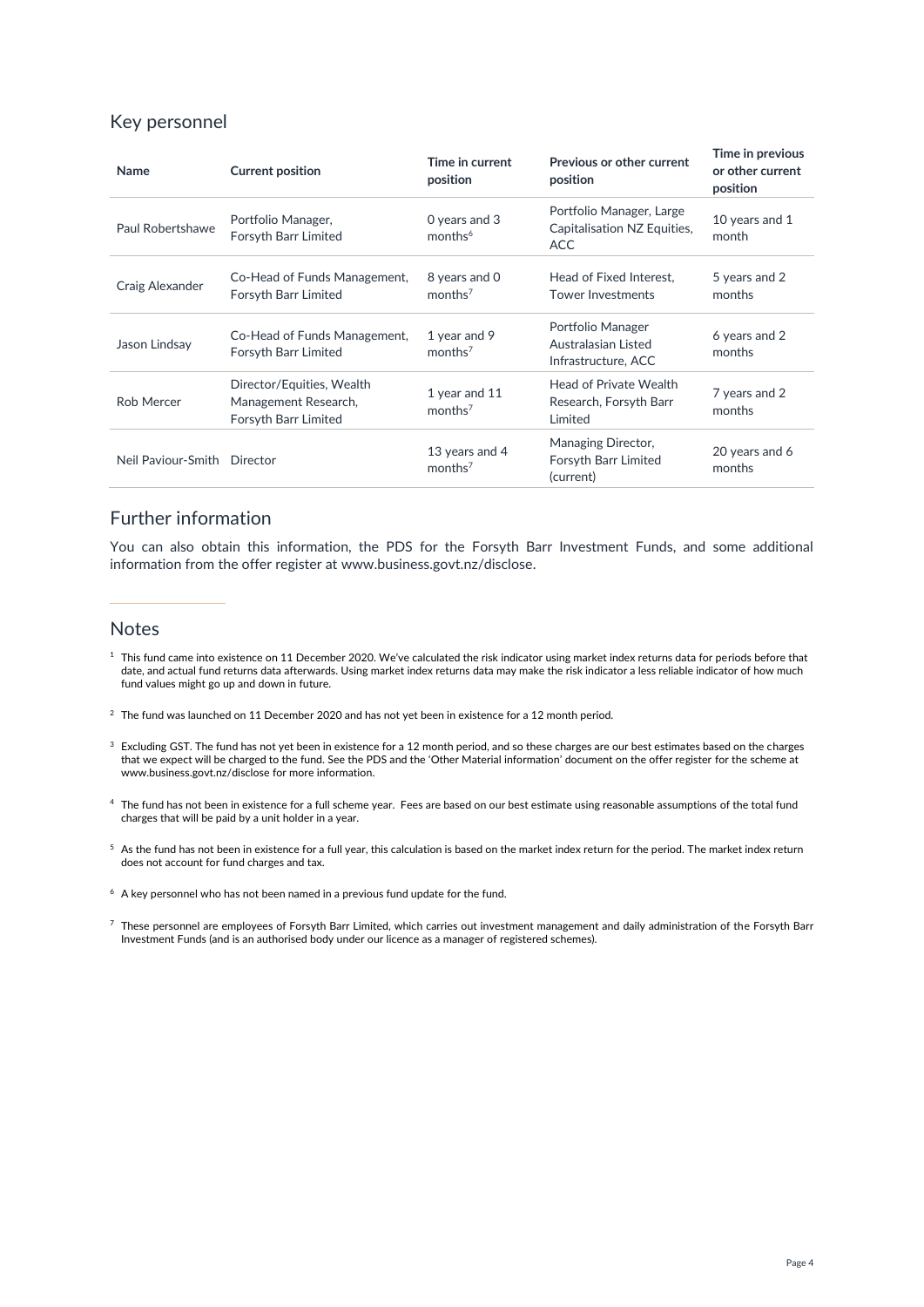## Key personnel

| Name | Current position | Time in current position | Previous or other current position | Time in previous or other current position |
|---|---|---|---|---|
| Paul Robertshawe | Portfolio Manager, Forsyth Barr Limited | 0 years and 3 months[6] | Portfolio Manager, Large Capitalisation NZ Equities, ACC | 10 years and 1 month |
| Craig Alexander | Co-Head of Funds Management, Forsyth Barr Limited | 8 years and 0 months[7] | Head of Fixed Interest, Tower Investments | 5 years and 2 months |
| Jason Lindsay | Co-Head of Funds Management, Forsyth Barr Limited | 1 year and 9 months[7] | Portfolio Manager Australasian Listed Infrastructure, ACC | 6 years and 2 months |
| Rob Mercer | Director/Equities, Wealth Management Research, Forsyth Barr Limited | 1 year and 11 months[7] | Head of Private Wealth Research, Forsyth Barr Limited | 7 years and 2 months |
| Neil Paviour-Smith | Director | 13 years and 4 months[7] | Managing Director, Forsyth Barr Limited (current) | 20 years and 6 months |

## Further information

You can also obtain this information, the PDS for the Forsyth Barr Investment Funds, and some additional information from the offer register at www.business.govt.nz/disclose.

## Notes

[1] This fund came into existence on 11 December 2020. We've calculated the risk indicator using market index returns data for periods before that date, and actual fund returns data afterwards. Using market index returns data may make the risk indicator a less reliable indicator of how much fund values might go up and down in future.

[2] The fund was launched on 11 December 2020 and has not yet been in existence for a 12 month period.

[3] Excluding GST. The fund has not yet been in existence for a 12 month period, and so these charges are our best estimates based on the charges that we expect will be charged to the fund. See the PDS and the 'Other Material information' document on the offer register for the scheme at www.business.govt.nz/disclose for more information.

[4] The fund has not been in existence for a full scheme year. Fees are based on our best estimate using reasonable assumptions of the total fund charges that will be paid by a unit holder in a year.

[5] As the fund has not been in existence for a full year, this calculation is based on the market index return for the period. The market index return does not account for fund charges and tax.

[6] A key personnel who has not been named in a previous fund update for the fund.

[7] These personnel are employees of Forsyth Barr Limited, which carries out investment management and daily administration of the Forsyth Barr Investment Funds (and is an authorised body under our licence as a manager of registered schemes).